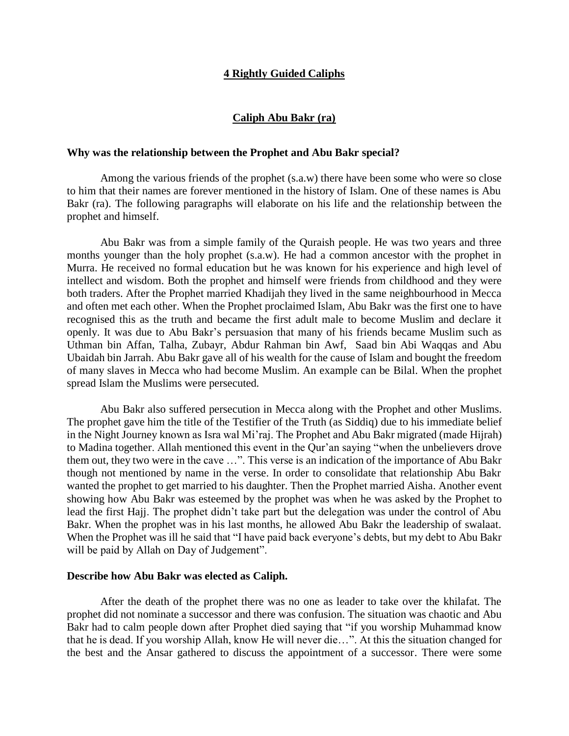# 4 Rightly Guided Caliphs

## Caliph Abu Bakr (ra)

### Why was the relationship between the Prophet and Abu Bakr special?

Among the various friends of the prophet (s.a.w) there have been some who were so close to him that their names are forever mentioned in the history of Islam. One of these names is Abu Bakr (ra). The following paragraphs will elaborate on his life and the relationship between the prophet and himself.

Abu Bakr was from a simple family of the Quraish people. He was two years and three months younger than the holy prophet (s.a.w). He had a common ancestor with the prophet in Murra. He received no formal education but he was known for his experience and high level of intellect and wisdom. Both the prophet and himself were friends from childhood and they were both traders. After the Prophet married Khadijah they lived in the same neighbourhood in Mecca and often met each other. When the Prophet proclaimed Islam, Abu Bakr was the first one to have recognised this as the truth and became the first adult male to become Muslim and declare it openly. It was due to Abu Bakr's persuasion that many of his friends became Muslim such as Uthman bin Affan, Talha, Zubayr, Abdur Rahman bin Awf, Saad bin Abi Waqqas and Abu Ubaidah bin Jarrah. Abu Bakr gave all of his wealth for the cause of Islam and bought the freedom of many slaves in Mecca who had become Muslim. An example can be Bilal. When the prophet spread Islam the Muslims were persecuted.

Abu Bakr also suffered persecution in Mecca along with the Prophet and other Muslims. The prophet gave him the title of the Testifier of the Truth (as Siddiq) due to his immediate belief in the Night Journey known as Isra wal Mi'raj. The Prophet and Abu Bakr migrated (made Hijrah) to Madina together. Allah mentioned this event in the Qur'an saying "when the unbelievers drove them out, they two were in the cave …". This verse is an indication of the importance of Abu Bakr though not mentioned by name in the verse. In order to consolidate that relationship Abu Bakr wanted the prophet to get married to his daughter. Then the Prophet married Aisha. Another event showing how Abu Bakr was esteemed by the prophet was when he was asked by the Prophet to lead the first Hajj. The prophet didn't take part but the delegation was under the control of Abu Bakr. When the prophet was in his last months, he allowed Abu Bakr the leadership of swalaat. When the Prophet was ill he said that "I have paid back everyone's debts, but my debt to Abu Bakr will be paid by Allah on Day of Judgement".

### Describe how Abu Bakr was elected as Caliph.

After the death of the prophet there was no one as leader to take over the khilafat. The prophet did not nominate a successor and there was confusion. The situation was chaotic and Abu Bakr had to calm people down after Prophet died saying that "if you worship Muhammad know that he is dead. If you worship Allah, know He will never die…". At this the situation changed for the best and the Ansar gathered to discuss the appointment of a successor. There were some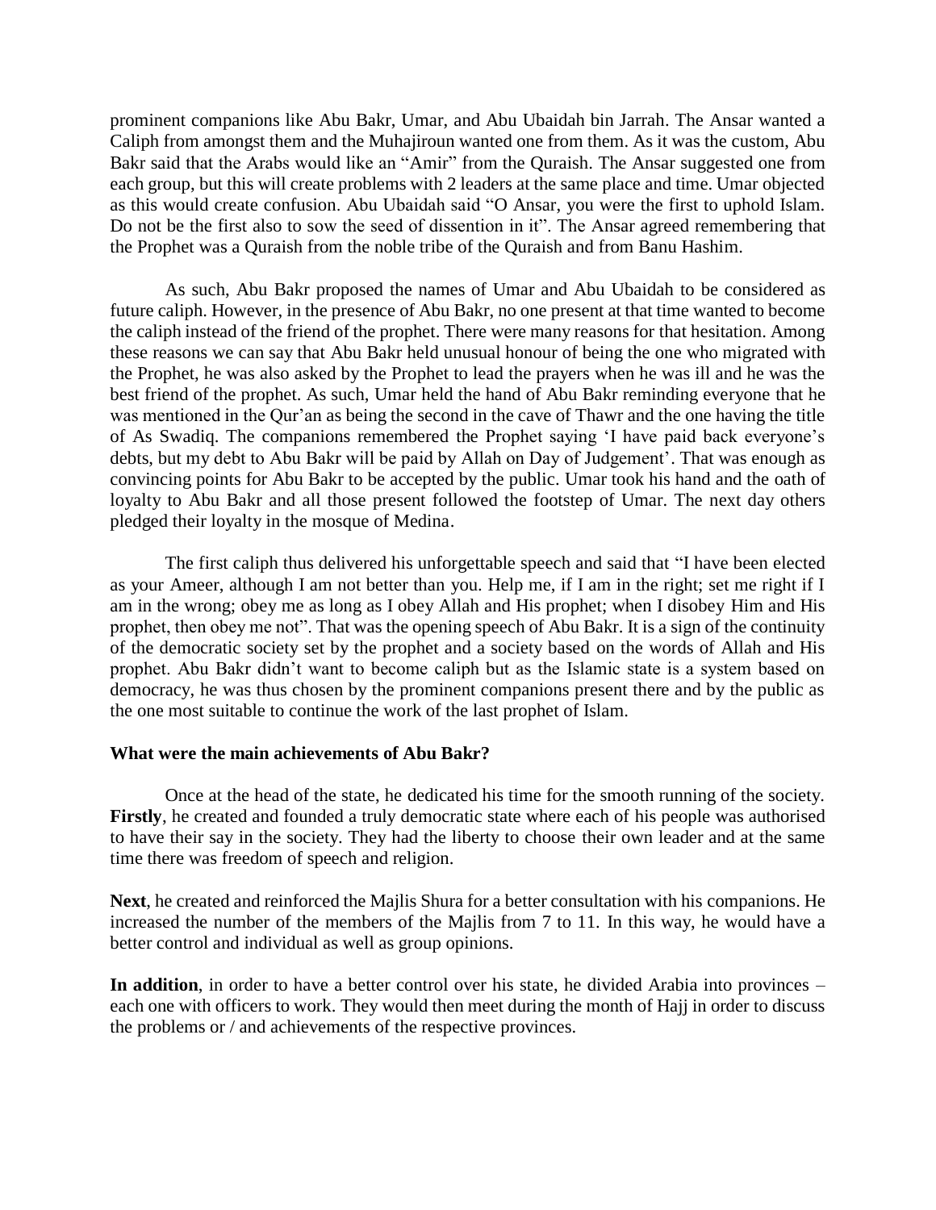prominent companions like Abu Bakr, Umar, and Abu Ubaidah bin Jarrah. The Ansar wanted a Caliph from amongst them and the Muhajiroun wanted one from them. As it was the custom, Abu Bakr said that the Arabs would like an "Amir" from the Quraish. The Ansar suggested one from each group, but this will create problems with 2 leaders at the same place and time. Umar objected as this would create confusion. Abu Ubaidah said "O Ansar, you were the first to uphold Islam. Do not be the first also to sow the seed of dissention in it". The Ansar agreed remembering that the Prophet was a Quraish from the noble tribe of the Quraish and from Banu Hashim.

As such, Abu Bakr proposed the names of Umar and Abu Ubaidah to be considered as future caliph. However, in the presence of Abu Bakr, no one present at that time wanted to become the caliph instead of the friend of the prophet. There were many reasons for that hesitation. Among these reasons we can say that Abu Bakr held unusual honour of being the one who migrated with the Prophet, he was also asked by the Prophet to lead the prayers when he was ill and he was the best friend of the prophet. As such, Umar held the hand of Abu Bakr reminding everyone that he was mentioned in the Qur'an as being the second in the cave of Thawr and the one having the title of As Swadiq. The companions remembered the Prophet saying 'I have paid back everyone's debts, but my debt to Abu Bakr will be paid by Allah on Day of Judgement'. That was enough as convincing points for Abu Bakr to be accepted by the public. Umar took his hand and the oath of loyalty to Abu Bakr and all those present followed the footstep of Umar. The next day others pledged their loyalty in the mosque of Medina.

The first caliph thus delivered his unforgettable speech and said that "I have been elected as your Ameer, although I am not better than you. Help me, if I am in the right; set me right if I am in the wrong; obey me as long as I obey Allah and His prophet; when I disobey Him and His prophet, then obey me not". That was the opening speech of Abu Bakr. It is a sign of the continuity of the democratic society set by the prophet and a society based on the words of Allah and His prophet. Abu Bakr didn't want to become caliph but as the Islamic state is a system based on democracy, he was thus chosen by the prominent companions present there and by the public as the one most suitable to continue the work of the last prophet of Islam.

**What were the main achievements of Abu Bakr?**

Once at the head of the state, he dedicated his time for the smooth running of the society. **Firstly**, he created and founded a truly democratic state where each of his people was authorised to have their say in the society. They had the liberty to choose their own leader and at the same time there was freedom of speech and religion.

**Next**, he created and reinforced the Majlis Shura for a better consultation with his companions. He increased the number of the members of the Majlis from 7 to 11. In this way, he would have a better control and individual as well as group opinions.

**In addition**, in order to have a better control over his state, he divided Arabia into provinces – each one with officers to work. They would then meet during the month of Hajj in order to discuss the problems or / and achievements of the respective provinces.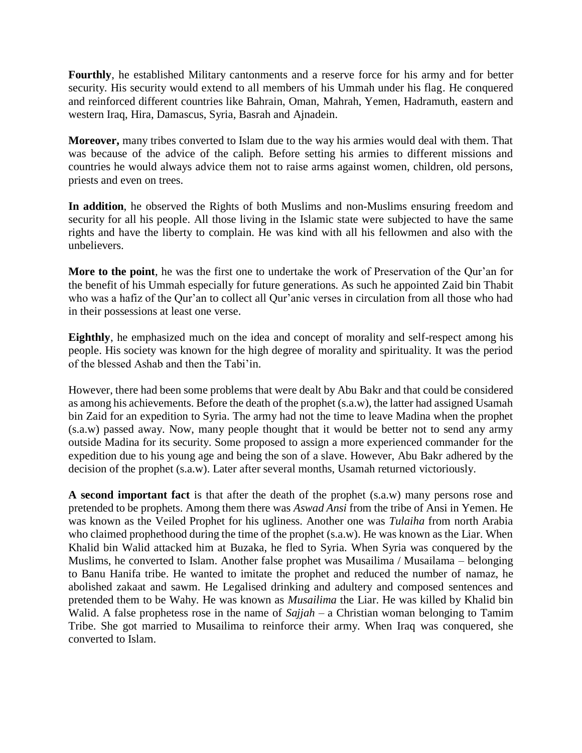**Fourthly**, he established Military cantonments and a reserve force for his army and for better security. His security would extend to all members of his Ummah under his flag. He conquered and reinforced different countries like Bahrain, Oman, Mahrah, Yemen, Hadramuth, eastern and western Iraq, Hira, Damascus, Syria, Basrah and Ajnadein.

**Moreover,** many tribes converted to Islam due to the way his armies would deal with them. That was because of the advice of the caliph. Before setting his armies to different missions and countries he would always advice them not to raise arms against women, children, old persons, priests and even on trees.

**In addition**, he observed the Rights of both Muslims and non-Muslims ensuring freedom and security for all his people. All those living in the Islamic state were subjected to have the same rights and have the liberty to complain. He was kind with all his fellowmen and also with the unbelievers.

**More to the point**, he was the first one to undertake the work of Preservation of the Qur'an for the benefit of his Ummah especially for future generations. As such he appointed Zaid bin Thabit who was a hafiz of the Qur'an to collect all Qur'anic verses in circulation from all those who had in their possessions at least one verse.

**Eighthly**, he emphasized much on the idea and concept of morality and self-respect among his people. His society was known for the high degree of morality and spirituality. It was the period of the blessed Ashab and then the Tabi'in.

However, there had been some problems that were dealt by Abu Bakr and that could be considered as among his achievements. Before the death of the prophet (s.a.w), the latter had assigned Usamah bin Zaid for an expedition to Syria. The army had not the time to leave Madina when the prophet (s.a.w) passed away. Now, many people thought that it would be better not to send any army outside Madina for its security. Some proposed to assign a more experienced commander for the expedition due to his young age and being the son of a slave. However, Abu Bakr adhered by the decision of the prophet (s.a.w). Later after several months, Usamah returned victoriously.

**A second important fact** is that after the death of the prophet (s.a.w) many persons rose and pretended to be prophets. Among them there was *Aswad Ansi* from the tribe of Ansi in Yemen. He was known as the Veiled Prophet for his ugliness. Another one was *Tulaiha* from north Arabia who claimed prophethood during the time of the prophet (s.a.w). He was known as the Liar. When Khalid bin Walid attacked him at Buzaka, he fled to Syria. When Syria was conquered by the Muslims, he converted to Islam. Another false prophet was Musailima / Musailama – belonging to Banu Hanifa tribe. He wanted to imitate the prophet and reduced the number of namaz, he abolished zakaat and sawm. He Legalised drinking and adultery and composed sentences and pretended them to be Wahy. He was known as *Musailima* the Liar. He was killed by Khalid bin Walid. A false prophetess rose in the name of *Sajjah* – a Christian woman belonging to Tamim Tribe. She got married to Musailima to reinforce their army. When Iraq was conquered, she converted to Islam.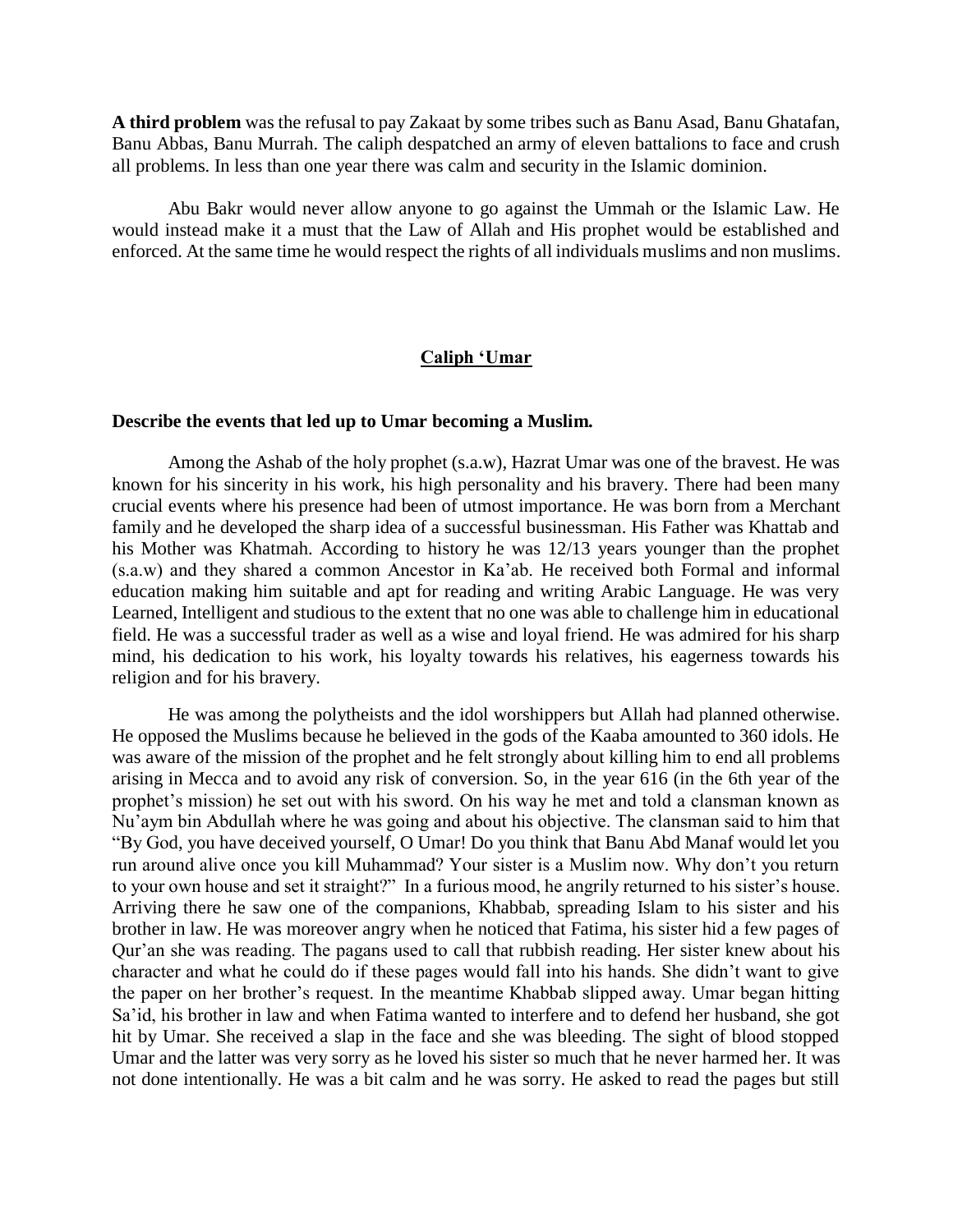**A third problem** was the refusal to pay Zakaat by some tribes such as Banu Asad, Banu Ghatafan, Banu Abbas, Banu Murrah. The caliph despatched an army of eleven battalions to face and crush all problems. In less than one year there was calm and security in the Islamic dominion.

Abu Bakr would never allow anyone to go against the Ummah or the Islamic Law. He would instead make it a must that the Law of Allah and His prophet would be established and enforced. At the same time he would respect the rights of all individuals muslims and non muslims.

## Caliph 'Umar

### Describe the events that led up to Umar becoming a Muslim.

Among the Ashab of the holy prophet (s.a.w), Hazrat Umar was one of the bravest. He was known for his sincerity in his work, his high personality and his bravery. There had been many crucial events where his presence had been of utmost importance. He was born from a Merchant family and he developed the sharp idea of a successful businessman. His Father was Khattab and his Mother was Khatmah. According to history he was 12/13 years younger than the prophet (s.a.w) and they shared a common Ancestor in Ka'ab. He received both Formal and informal education making him suitable and apt for reading and writing Arabic Language. He was very Learned, Intelligent and studious to the extent that no one was able to challenge him in educational field. He was a successful trader as well as a wise and loyal friend. He was admired for his sharp mind, his dedication to his work, his loyalty towards his relatives, his eagerness towards his religion and for his bravery.

He was among the polytheists and the idol worshippers but Allah had planned otherwise. He opposed the Muslims because he believed in the gods of the Kaaba amounted to 360 idols. He was aware of the mission of the prophet and he felt strongly about killing him to end all problems arising in Mecca and to avoid any risk of conversion. So, in the year 616 (in the 6th year of the prophet's mission) he set out with his sword. On his way he met and told a clansman known as Nu'aym bin Abdullah where he was going and about his objective. The clansman said to him that "By God, you have deceived yourself, O Umar! Do you think that Banu Abd Manaf would let you run around alive once you kill Muhammad? Your sister is a Muslim now. Why don't you return to your own house and set it straight?" In a furious mood, he angrily returned to his sister's house. Arriving there he saw one of the companions, Khabbab, spreading Islam to his sister and his brother in law. He was moreover angry when he noticed that Fatima, his sister hid a few pages of Qur'an she was reading. The pagans used to call that rubbish reading. Her sister knew about his character and what he could do if these pages would fall into his hands. She didn't want to give the paper on her brother's request. In the meantime Khabbab slipped away. Umar began hitting Sa'id, his brother in law and when Fatima wanted to interfere and to defend her husband, she got hit by Umar. She received a slap in the face and she was bleeding. The sight of blood stopped Umar and the latter was very sorry as he loved his sister so much that he never harmed her. It was not done intentionally. He was a bit calm and he was sorry. He asked to read the pages but still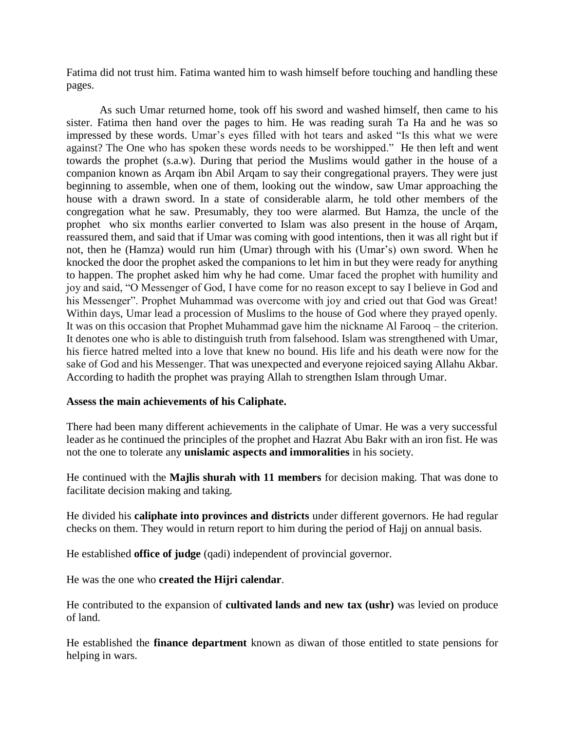Fatima did not trust him. Fatima wanted him to wash himself before touching and handling these pages.

As such Umar returned home, took off his sword and washed himself, then came to his sister. Fatima then hand over the pages to him. He was reading surah Ta Ha and he was so impressed by these words. Umar's eyes filled with hot tears and asked "Is this what we were against? The One who has spoken these words needs to be worshipped." He then left and went towards the prophet (s.a.w). During that period the Muslims would gather in the house of a companion known as Arqam ibn Abil Arqam to say their congregational prayers. They were just beginning to assemble, when one of them, looking out the window, saw Umar approaching the house with a drawn sword. In a state of considerable alarm, he told other members of the congregation what he saw. Presumably, they too were alarmed. But Hamza, the uncle of the prophet who six months earlier converted to Islam was also present in the house of Arqam, reassured them, and said that if Umar was coming with good intentions, then it was all right but if not, then he (Hamza) would run him (Umar) through with his (Umar's) own sword. When he knocked the door the prophet asked the companions to let him in but they were ready for anything to happen. The prophet asked him why he had come. Umar faced the prophet with humility and joy and said, "O Messenger of God, I have come for no reason except to say I believe in God and his Messenger". Prophet Muhammad was overcome with joy and cried out that God was Great! Within days, Umar lead a procession of Muslims to the house of God where they prayed openly. It was on this occasion that Prophet Muhammad gave him the nickname Al Farooq – the criterion. It denotes one who is able to distinguish truth from falsehood. Islam was strengthened with Umar, his fierce hatred melted into a love that knew no bound. His life and his death were now for the sake of God and his Messenger. That was unexpected and everyone rejoiced saying Allahu Akbar. According to hadith the prophet was praying Allah to strengthen Islam through Umar.

**Assess the main achievements of his Caliphate.**

There had been many different achievements in the caliphate of Umar. He was a very successful leader as he continued the principles of the prophet and Hazrat Abu Bakr with an iron fist. He was not the one to tolerate any **unislamic aspects and immoralities** in his society.

He continued with the **Majlis shurah with 11 members** for decision making. That was done to facilitate decision making and taking.

He divided his **caliphate into provinces and districts** under different governors. He had regular checks on them. They would in return report to him during the period of Hajj on annual basis.

He established **office of judge** (qadi) independent of provincial governor.

He was the one who **created the Hijri calendar**.

He contributed to the expansion of **cultivated lands and new tax (ushr)** was levied on produce of land.

He established the **finance department** known as diwan of those entitled to state pensions for helping in wars.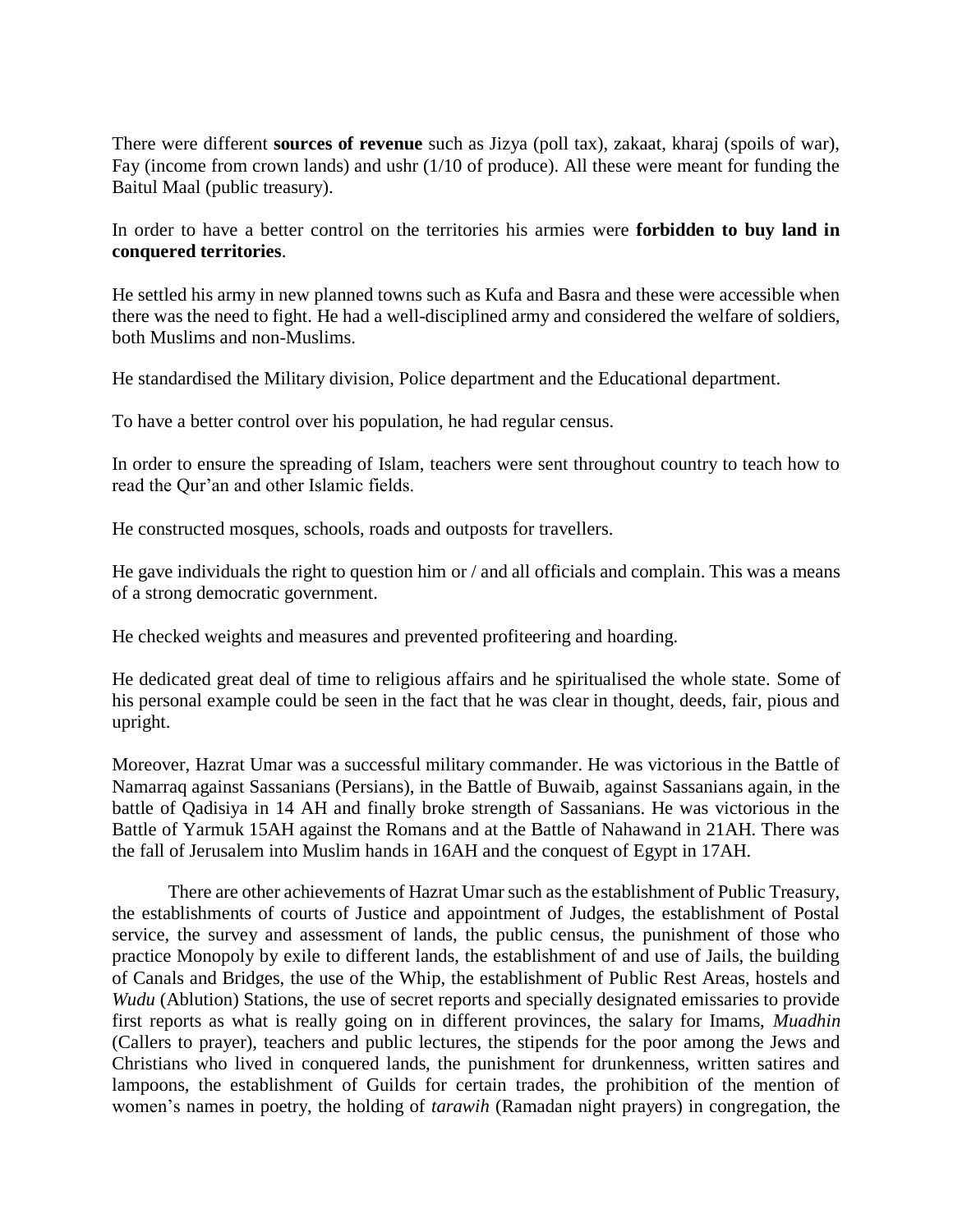There were different **sources of revenue** such as Jizya (poll tax), zakaat, kharaj (spoils of war), Fay (income from crown lands) and ushr (1/10 of produce). All these were meant for funding the Baitul Maal (public treasury).

In order to have a better control on the territories his armies were **forbidden to buy land in conquered territories**.

He settled his army in new planned towns such as Kufa and Basra and these were accessible when there was the need to fight. He had a well-disciplined army and considered the welfare of soldiers, both Muslims and non-Muslims.

He standardised the Military division, Police department and the Educational department.

To have a better control over his population, he had regular census.

In order to ensure the spreading of Islam, teachers were sent throughout country to teach how to read the Qur'an and other Islamic fields.

He constructed mosques, schools, roads and outposts for travellers.

He gave individuals the right to question him or / and all officials and complain. This was a means of a strong democratic government.

He checked weights and measures and prevented profiteering and hoarding.

He dedicated great deal of time to religious affairs and he spiritualised the whole state. Some of his personal example could be seen in the fact that he was clear in thought, deeds, fair, pious and upright.

Moreover, Hazrat Umar was a successful military commander. He was victorious in the Battle of Namarraq against Sassanians (Persians), in the Battle of Buwaib, against Sassanians again, in the battle of Qadisiya in 14 AH and finally broke strength of Sassanians. He was victorious in the Battle of Yarmuk 15AH against the Romans and at the Battle of Nahawand in 21AH. There was the fall of Jerusalem into Muslim hands in 16AH and the conquest of Egypt in 17AH.

There are other achievements of Hazrat Umar such as the establishment of Public Treasury, the establishments of courts of Justice and appointment of Judges, the establishment of Postal service, the survey and assessment of lands, the public census, the punishment of those who practice Monopoly by exile to different lands, the establishment of and use of Jails, the building of Canals and Bridges, the use of the Whip, the establishment of Public Rest Areas, hostels and *Wudu* (Ablution) Stations, the use of secret reports and specially designated emissaries to provide first reports as what is really going on in different provinces, the salary for Imams, *Muadhin* (Callers to prayer), teachers and public lectures, the stipends for the poor among the Jews and Christians who lived in conquered lands, the punishment for drunkenness, written satires and lampoons, the establishment of Guilds for certain trades, the prohibition of the mention of women's names in poetry, the holding of *tarawih* (Ramadan night prayers) in congregation, the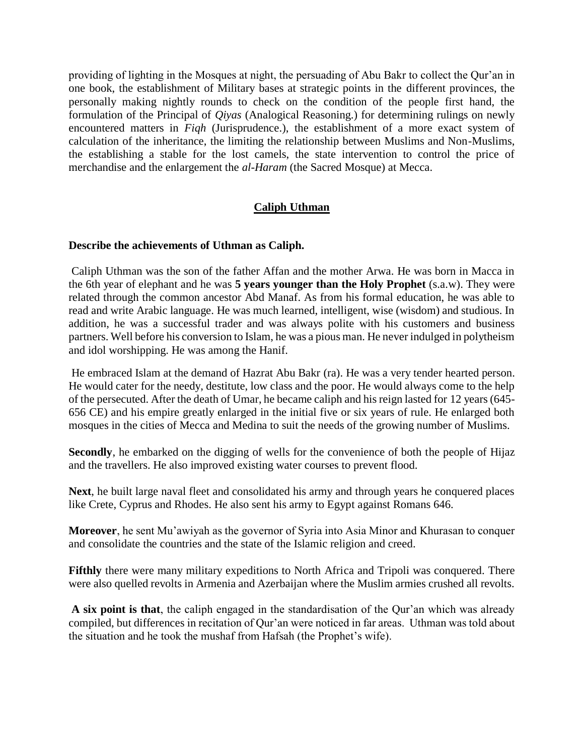providing of lighting in the Mosques at night, the persuading of Abu Bakr to collect the Qur'an in one book, the establishment of Military bases at strategic points in the different provinces, the personally making nightly rounds to check on the condition of the people first hand, the formulation of the Principal of *Qiyas* (Analogical Reasoning.) for determining rulings on newly encountered matters in *Fiqh* (Jurisprudence.), the establishment of a more exact system of calculation of the inheritance, the limiting the relationship between Muslims and Non-Muslims, the establishing a stable for the lost camels, the state intervention to control the price of merchandise and the enlargement the *al-Haram* (the Sacred Mosque) at Mecca.

## Caliph Uthman

**Describe the achievements of Uthman as Caliph.**

Caliph Uthman was the son of the father Affan and the mother Arwa. He was born in Macca in the 6th year of elephant and he was **5 years younger than the Holy Prophet** (s.a.w). They were related through the common ancestor Abd Manaf. As from his formal education, he was able to read and write Arabic language. He was much learned, intelligent, wise (wisdom) and studious. In addition, he was a successful trader and was always polite with his customers and business partners. Well before his conversion to Islam, he was a pious man. He never indulged in polytheism and idol worshipping. He was among the Hanif.

He embraced Islam at the demand of Hazrat Abu Bakr (ra). He was a very tender hearted person. He would cater for the needy, destitute, low class and the poor. He would always come to the help of the persecuted. After the death of Umar, he became caliph and his reign lasted for 12 years (645-656 CE) and his empire greatly enlarged in the initial five or six years of rule. He enlarged both mosques in the cities of Mecca and Medina to suit the needs of the growing number of Muslims.

**Secondly**, he embarked on the digging of wells for the convenience of both the people of Hijaz and the travellers. He also improved existing water courses to prevent flood.

**Next**, he built large naval fleet and consolidated his army and through years he conquered places like Crete, Cyprus and Rhodes. He also sent his army to Egypt against Romans 646.

**Moreover**, he sent Mu'awiyah as the governor of Syria into Asia Minor and Khurasan to conquer and consolidate the countries and the state of the Islamic religion and creed.

**Fifthly** there were many military expeditions to North Africa and Tripoli was conquered. There were also quelled revolts in Armenia and Azerbaijan where the Muslim armies crushed all revolts.

**A six point is that**, the caliph engaged in the standardisation of the Qur'an which was already compiled, but differences in recitation of Qur'an were noticed in far areas. Uthman was told about the situation and he took the mushaf from Hafsah (the Prophet's wife).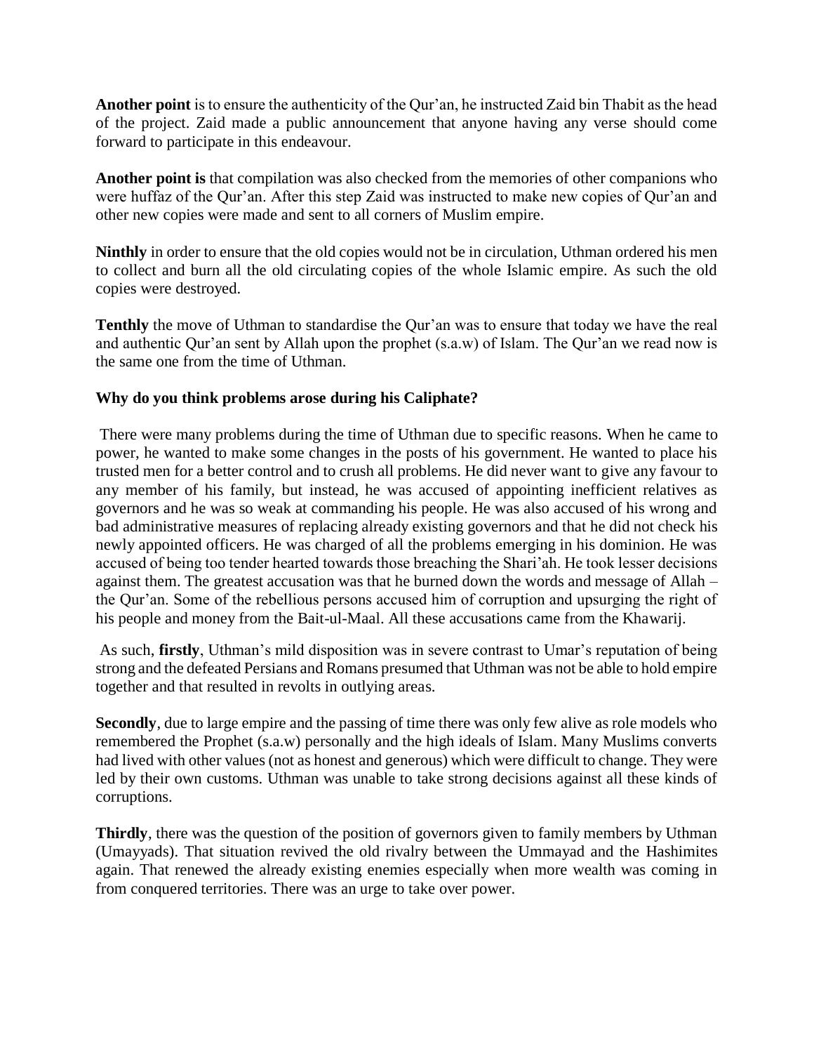**Another point** is to ensure the authenticity of the Qur'an, he instructed Zaid bin Thabit as the head of the project. Zaid made a public announcement that anyone having any verse should come forward to participate in this endeavour.

**Another point is** that compilation was also checked from the memories of other companions who were huffaz of the Qur'an. After this step Zaid was instructed to make new copies of Qur'an and other new copies were made and sent to all corners of Muslim empire.

**Ninthly** in order to ensure that the old copies would not be in circulation, Uthman ordered his men to collect and burn all the old circulating copies of the whole Islamic empire. As such the old copies were destroyed.

**Tenthly** the move of Uthman to standardise the Qur'an was to ensure that today we have the real and authentic Qur'an sent by Allah upon the prophet (s.a.w) of Islam. The Qur'an we read now is the same one from the time of Uthman.

**Why do you think problems arose during his Caliphate?**

There were many problems during the time of Uthman due to specific reasons. When he came to power, he wanted to make some changes in the posts of his government. He wanted to place his trusted men for a better control and to crush all problems. He did never want to give any favour to any member of his family, but instead, he was accused of appointing inefficient relatives as governors and he was so weak at commanding his people. He was also accused of his wrong and bad administrative measures of replacing already existing governors and that he did not check his newly appointed officers. He was charged of all the problems emerging in his dominion. He was accused of being too tender hearted towards those breaching the Shari'ah. He took lesser decisions against them. The greatest accusation was that he burned down the words and message of Allah – the Qur'an. Some of the rebellious persons accused him of corruption and upsurging the right of his people and money from the Bait-ul-Maal. All these accusations came from the Khawarij.

As such, **firstly**, Uthman's mild disposition was in severe contrast to Umar's reputation of being strong and the defeated Persians and Romans presumed that Uthman was not be able to hold empire together and that resulted in revolts in outlying areas.

**Secondly**, due to large empire and the passing of time there was only few alive as role models who remembered the Prophet (s.a.w) personally and the high ideals of Islam. Many Muslims converts had lived with other values (not as honest and generous) which were difficult to change. They were led by their own customs. Uthman was unable to take strong decisions against all these kinds of corruptions.

**Thirdly**, there was the question of the position of governors given to family members by Uthman (Umayyads). That situation revived the old rivalry between the Ummayad and the Hashimites again. That renewed the already existing enemies especially when more wealth was coming in from conquered territories. There was an urge to take over power.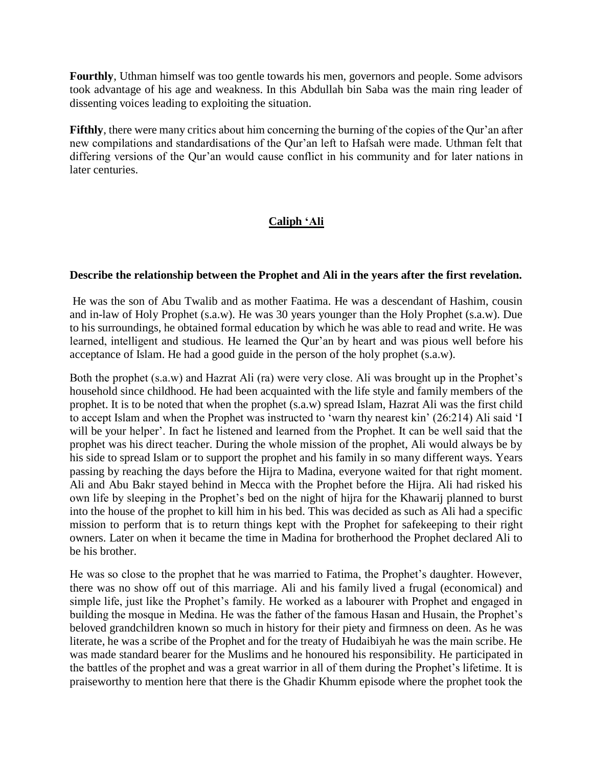**Fourthly**, Uthman himself was too gentle towards his men, governors and people. Some advisors took advantage of his age and weakness. In this Abdullah bin Saba was the main ring leader of dissenting voices leading to exploiting the situation.

**Fifthly**, there were many critics about him concerning the burning of the copies of the Qur'an after new compilations and standardisations of the Qur'an left to Hafsah were made. Uthman felt that differing versions of the Qur'an would cause conflict in his community and for later nations in later centuries.

## **Caliph 'Ali**

**Describe the relationship between the Prophet and Ali in the years after the first revelation.**

He was the son of Abu Twalib and as mother Faatima. He was a descendant of Hashim, cousin and in-law of Holy Prophet (s.a.w). He was 30 years younger than the Holy Prophet (s.a.w). Due to his surroundings, he obtained formal education by which he was able to read and write. He was learned, intelligent and studious. He learned the Qur'an by heart and was pious well before his acceptance of Islam. He had a good guide in the person of the holy prophet (s.a.w).

Both the prophet (s.a.w) and Hazrat Ali (ra) were very close. Ali was brought up in the Prophet's household since childhood. He had been acquainted with the life style and family members of the prophet. It is to be noted that when the prophet (s.a.w) spread Islam, Hazrat Ali was the first child to accept Islam and when the Prophet was instructed to 'warn thy nearest kin' (26:214) Ali said 'I will be your helper'. In fact he listened and learned from the Prophet. It can be well said that the prophet was his direct teacher. During the whole mission of the prophet, Ali would always be by his side to spread Islam or to support the prophet and his family in so many different ways. Years passing by reaching the days before the Hijra to Madina, everyone waited for that right moment. Ali and Abu Bakr stayed behind in Mecca with the Prophet before the Hijra. Ali had risked his own life by sleeping in the Prophet's bed on the night of hijra for the Khawarij planned to burst into the house of the prophet to kill him in his bed. This was decided as such as Ali had a specific mission to perform that is to return things kept with the Prophet for safekeeping to their right owners. Later on when it became the time in Madina for brotherhood the Prophet declared Ali to be his brother.

He was so close to the prophet that he was married to Fatima, the Prophet's daughter. However, there was no show off out of this marriage. Ali and his family lived a frugal (economical) and simple life, just like the Prophet's family. He worked as a labourer with Prophet and engaged in building the mosque in Medina. He was the father of the famous Hasan and Husain, the Prophet's beloved grandchildren known so much in history for their piety and firmness on deen. As he was literate, he was a scribe of the Prophet and for the treaty of Hudaibiyah he was the main scribe. He was made standard bearer for the Muslims and he honoured his responsibility. He participated in the battles of the prophet and was a great warrior in all of them during the Prophet's lifetime. It is praiseworthy to mention here that there is the Ghadir Khumm episode where the prophet took the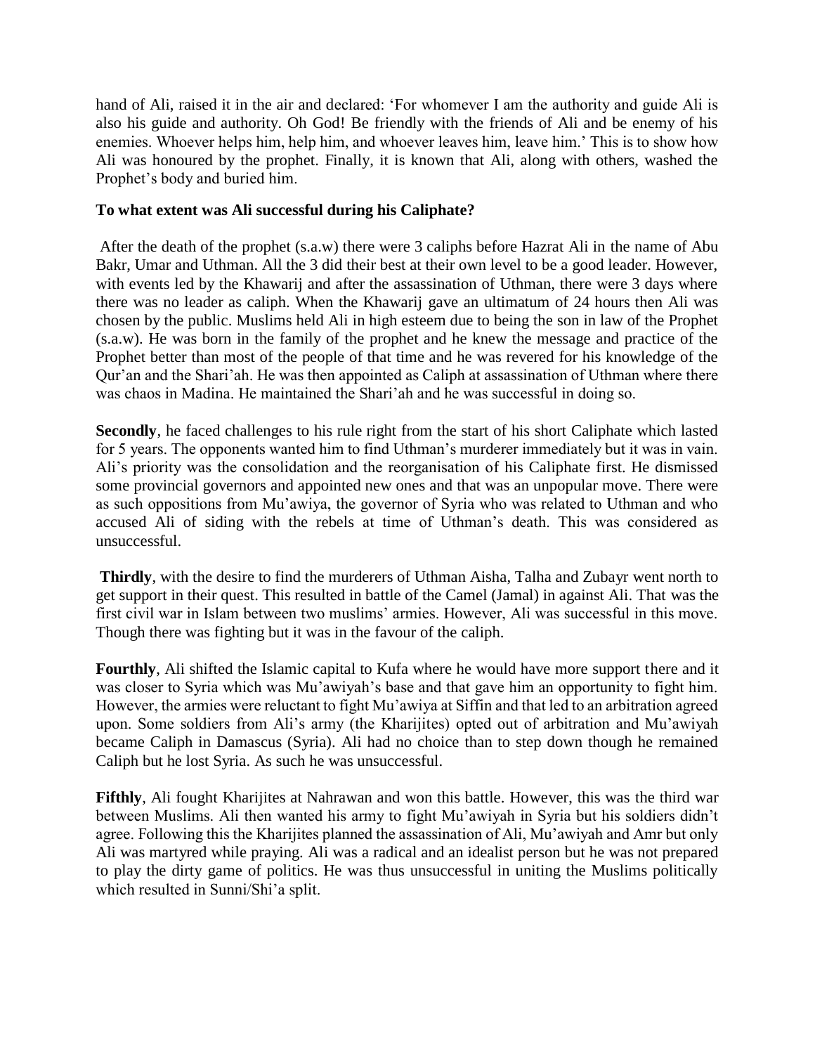hand of Ali, raised it in the air and declared: 'For whomever I am the authority and guide Ali is also his guide and authority. Oh God! Be friendly with the friends of Ali and be enemy of his enemies. Whoever helps him, help him, and whoever leaves him, leave him.' This is to show how Ali was honoured by the prophet. Finally, it is known that Ali, along with others, washed the Prophet's body and buried him.

**To what extent was Ali successful during his Caliphate?**

After the death of the prophet (s.a.w) there were 3 caliphs before Hazrat Ali in the name of Abu Bakr, Umar and Uthman. All the 3 did their best at their own level to be a good leader. However, with events led by the Khawarij and after the assassination of Uthman, there were 3 days where there was no leader as caliph. When the Khawarij gave an ultimatum of 24 hours then Ali was chosen by the public. Muslims held Ali in high esteem due to being the son in law of the Prophet (s.a.w). He was born in the family of the prophet and he knew the message and practice of the Prophet better than most of the people of that time and he was revered for his knowledge of the Qur'an and the Shari'ah. He was then appointed as Caliph at assassination of Uthman where there was chaos in Madina. He maintained the Shari'ah and he was successful in doing so.

**Secondly**, he faced challenges to his rule right from the start of his short Caliphate which lasted for 5 years. The opponents wanted him to find Uthman's murderer immediately but it was in vain. Ali's priority was the consolidation and the reorganisation of his Caliphate first. He dismissed some provincial governors and appointed new ones and that was an unpopular move. There were as such oppositions from Mu'awiya, the governor of Syria who was related to Uthman and who accused Ali of siding with the rebels at time of Uthman's death. This was considered as unsuccessful.

**Thirdly**, with the desire to find the murderers of Uthman Aisha, Talha and Zubayr went north to get support in their quest. This resulted in battle of the Camel (Jamal) in against Ali. That was the first civil war in Islam between two muslims' armies. However, Ali was successful in this move. Though there was fighting but it was in the favour of the caliph.

**Fourthly**, Ali shifted the Islamic capital to Kufa where he would have more support there and it was closer to Syria which was Mu'awiyah's base and that gave him an opportunity to fight him. However, the armies were reluctant to fight Mu'awiya at Siffin and that led to an arbitration agreed upon. Some soldiers from Ali's army (the Kharijites) opted out of arbitration and Mu'awiyah became Caliph in Damascus (Syria). Ali had no choice than to step down though he remained Caliph but he lost Syria. As such he was unsuccessful.

**Fifthly**, Ali fought Kharijites at Nahrawan and won this battle. However, this was the third war between Muslims. Ali then wanted his army to fight Mu'awiyah in Syria but his soldiers didn't agree. Following this the Kharijites planned the assassination of Ali, Mu'awiyah and Amr but only Ali was martyred while praying. Ali was a radical and an idealist person but he was not prepared to play the dirty game of politics. He was thus unsuccessful in uniting the Muslims politically which resulted in Sunni/Shi'a split.